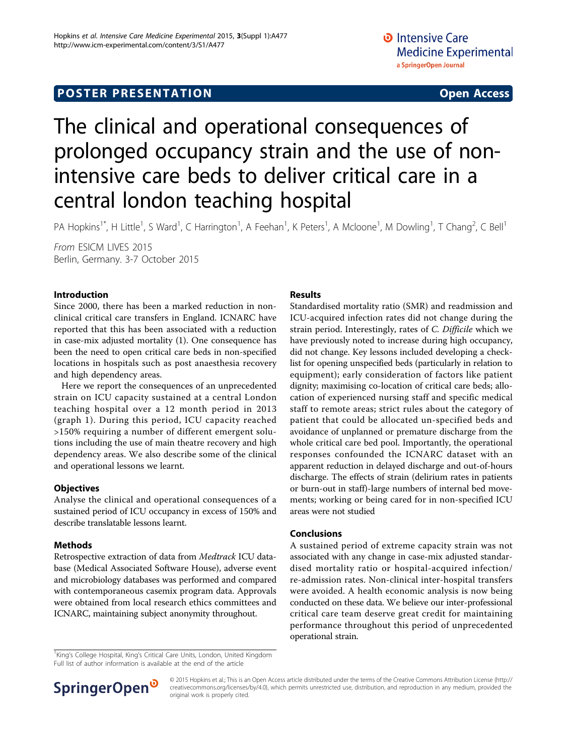POSTER PRESENTATION — Open Access

# The clinical and operational consequences of prolonged occupancy strain and the use of non-intensive care beds to deliver critical care in a central london teaching hospital

PA Hopkins[1*], H Little[1], S Ward[1], C Harrington[1], A Feehan[1], K Peters[1], A Mcloone[1], M Dowling[1], T Chang[2], C Bell[1]

*From* ESICM LIVES 2015
Berlin, Germany. 3-7 October 2015

## Introduction

Since 2000, there has been a marked reduction in non-clinical critical care transfers in England. ICNARC have reported that this has been associated with a reduction in case-mix adjusted mortality (1). One consequence has been the need to open critical care beds in non-specified locations in hospitals such as post anaesthesia recovery and high dependency areas.

Here we report the consequences of an unprecedented strain on ICU capacity sustained at a central London teaching hospital over a 12 month period in 2013 (graph 1). During this period, ICU capacity reached >150% requiring a number of different emergent solutions including the use of main theatre recovery and high dependency areas. We also describe some of the clinical and operational lessons we learnt.

## Objectives

Analyse the clinical and operational consequences of a sustained period of ICU occupancy in excess of 150% and describe translatable lessons learnt.

## Methods

Retrospective extraction of data from *Medtrack* ICU database (Medical Associated Software House), adverse event and microbiology databases was performed and compared with contemporaneous casemix program data. Approvals were obtained from local research ethics committees and ICNARC, maintaining subject anonymity throughout.

## Results

Standardised mortality ratio (SMR) and readmission and ICU-acquired infection rates did not change during the strain period. Interestingly, rates of *C. Difficile* which we have previously noted to increase during high occupancy, did not change. Key lessons included developing a check-list for opening unspecified beds (particularly in relation to equipment); early consideration of factors like patient dignity; maximising co-location of critical care beds; allocation of experienced nursing staff and specific medical staff to remote areas; strict rules about the category of patient that could be allocated un-specified beds and avoidance of unplanned or premature discharge from the whole critical care bed pool. Importantly, the operational responses confounded the ICNARC dataset with an apparent reduction in delayed discharge and out-of-hours discharge. The effects of strain (delirium rates in patients or burn-out in staff)-large numbers of internal bed movements; working or being cared for in non-specified ICU areas were not studied

## Conclusions

A sustained period of extreme capacity strain was not associated with any change in case-mix adjusted standardised mortality ratio or hospital-acquired infection/re-admission rates. Non-clinical inter-hospital transfers were avoided. A health economic analysis is now being conducted on these data. We believe our inter-professional critical care team deserve great credit for maintaining performance throughout this period of unprecedented operational strain.

[1]King's College Hospital, King's Critical Care Units, London, United Kingdom
Full list of author information is available at the end of the article

© 2015 Hopkins et al.; This is an Open Access article distributed under the terms of the Creative Commons Attribution License (http://creativecommons.org/licenses/by/4.0), which permits unrestricted use, distribution, and reproduction in any medium, provided the original work is properly cited.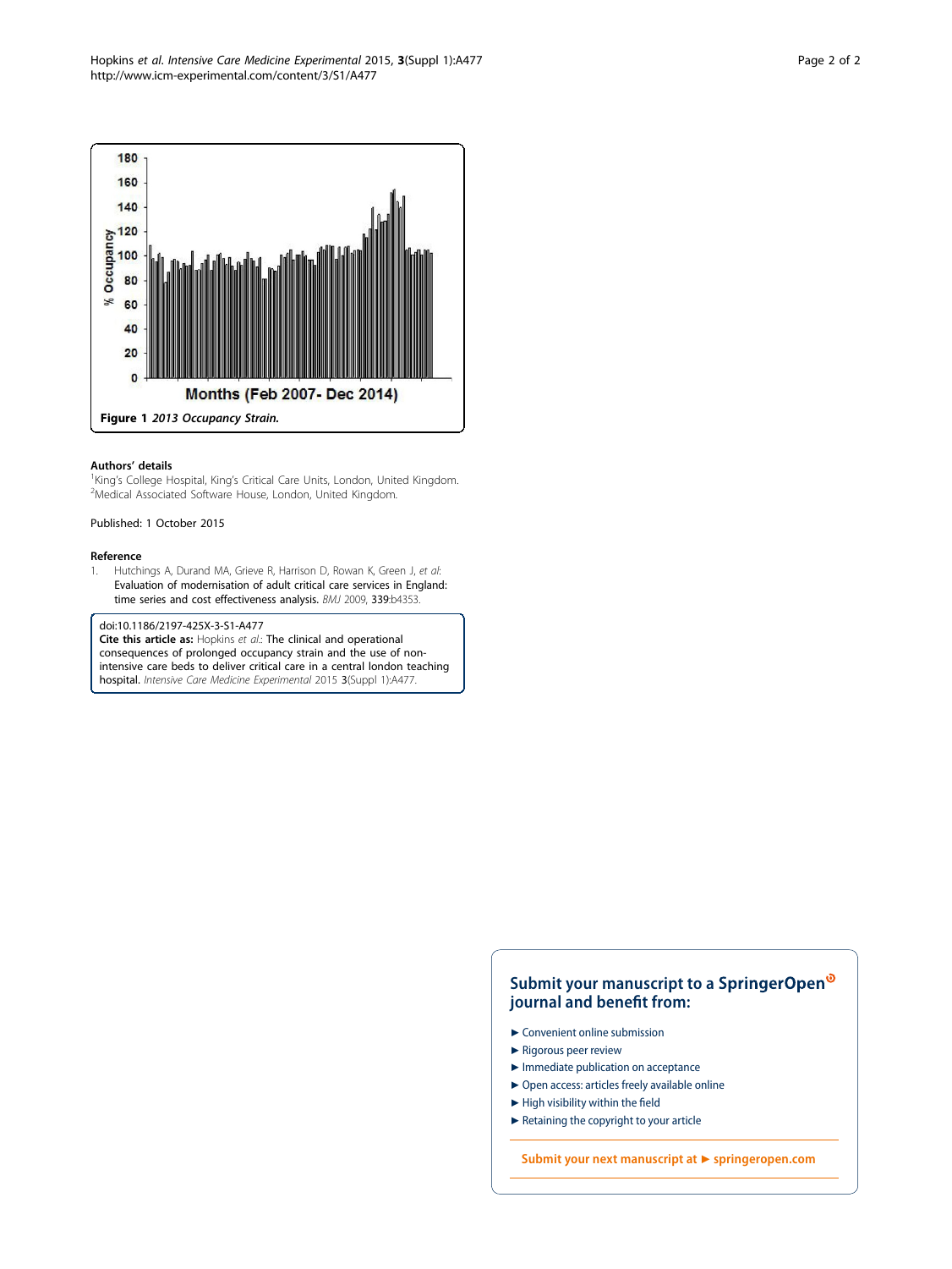180
160
140
120
100
80
60
40
20
0

% Occupancy

Months (Feb 2007- Dec 2014)

**Figure 1** *2013 Occupancy Strain.*

**Authors' details**

[1]King's College Hospital, King's Critical Care Units, London, United Kingdom. [2]Medical Associated Software House, London, United Kingdom.

Published: 1 October 2015

**Reference**

1. Hutchings A, Durand MA, Grieve R, Harrison D, Rowan K, Green J, *et al*: Evaluation of modernisation of adult critical care services in England: time series and cost effectiveness analysis. *BMJ* 2009, **339**:b4353.

doi:10.1186/2197-425X-3-S1-A477

**Cite this article as:** Hopkins *et al.*: The clinical and operational consequences of prolonged occupancy strain and the use of non-intensive care beds to deliver critical care in a central london teaching hospital. *Intensive Care Medicine Experimental* 2015 **3**(Suppl 1):A477.

**Submit your manuscript to a SpringerOpen journal and benefit from:**

- ► Convenient online submission
- ► Rigorous peer review
- ► Immediate publication on acceptance
- ► Open access: articles freely available online
- ► High visibility within the field
- ► Retaining the copyright to your article

**Submit your next manuscript at ► springeropen.com**